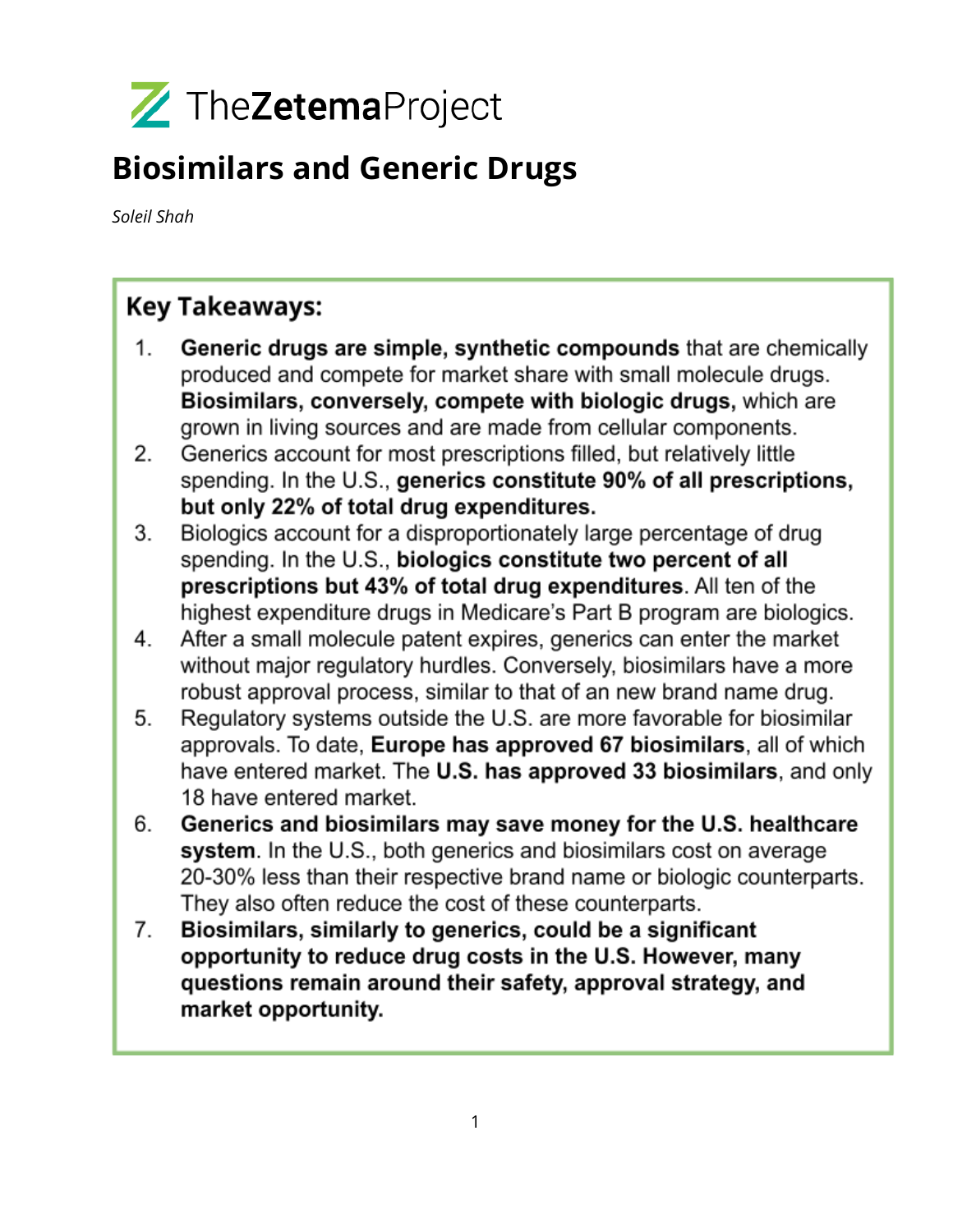TheZetemaProject

# Biosimilars and Generic Drugs

*Soleil Shah*

## Key Takeaways:

1. **Generic drugs are simple, synthetic compounds** that are chemically produced and compete for market share with small molecule drugs. **Biosimilars, conversely, compete with biologic drugs,** which are grown in living sources and are made from cellular components.
2. Generics account for most prescriptions filled, but relatively little spending. In the U.S., **generics constitute 90% of all prescriptions, but only 22% of total drug expenditures.**
3. Biologics account for a disproportionately large percentage of drug spending. In the U.S., **biologics constitute two percent of all prescriptions but 43% of total drug expenditures**. All ten of the highest expenditure drugs in Medicare's Part B program are biologics.
4. After a small molecule patent expires, generics can enter the market without major regulatory hurdles. Conversely, biosimilars have a more robust approval process, similar to that of an new brand name drug.
5. Regulatory systems outside the U.S. are more favorable for biosimilar approvals. To date, **Europe has approved 67 biosimilars**, all of which have entered market. The **U.S. has approved 33 biosimilars**, and only 18 have entered market.
6. **Generics and biosimilars may save money for the U.S. healthcare system**. In the U.S., both generics and biosimilars cost on average 20-30% less than their respective brand name or biologic counterparts. They also often reduce the cost of these counterparts.
7. **Biosimilars, similarly to generics, could be a significant opportunity to reduce drug costs in the U.S. However, many questions remain around their safety, approval strategy, and market opportunity.**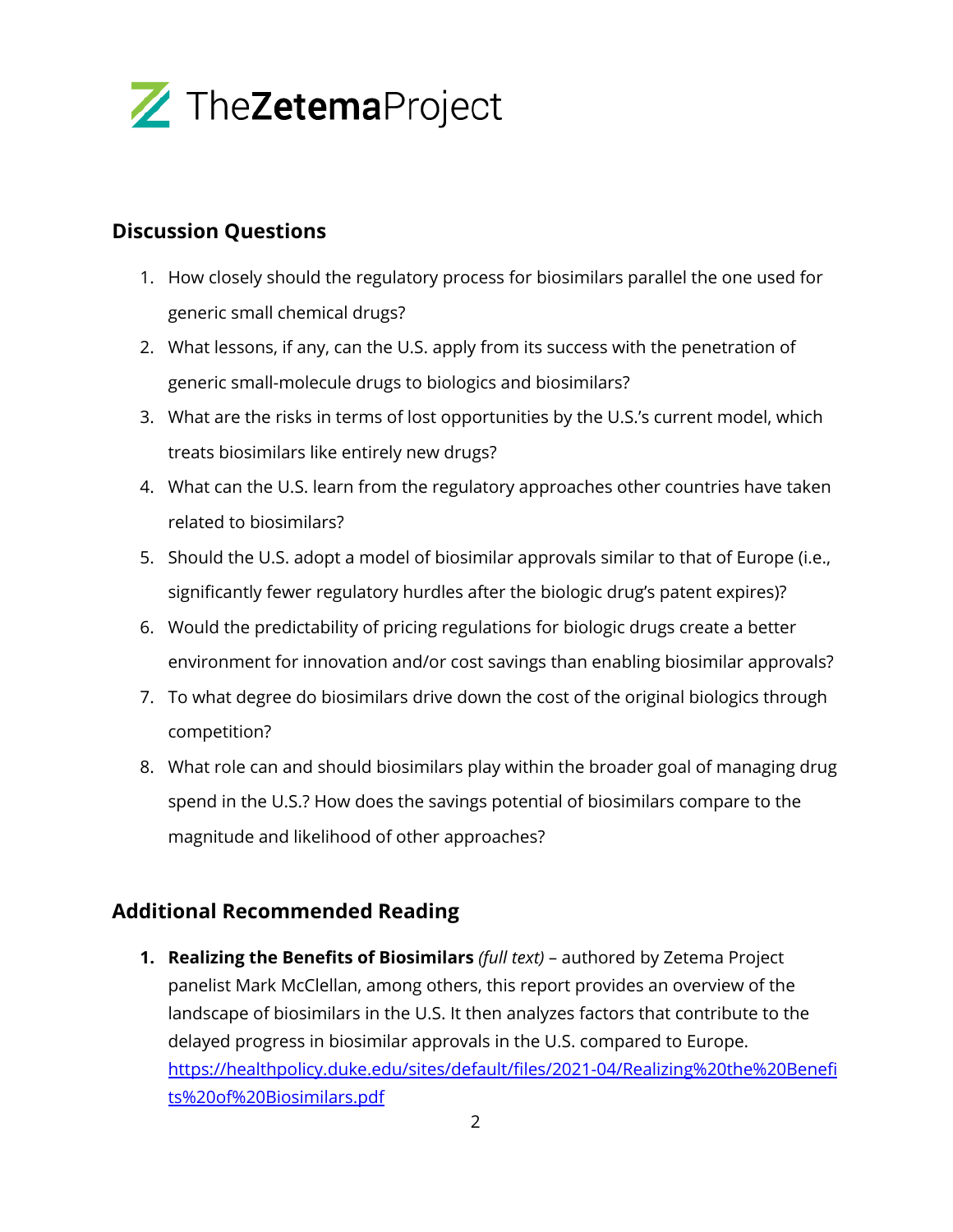## Discussion Questions

1. How closely should the regulatory process for biosimilars parallel the one used for generic small chemical drugs?
2. What lessons, if any, can the U.S. apply from its success with the penetration of generic small-molecule drugs to biologics and biosimilars?
3. What are the risks in terms of lost opportunities by the U.S.'s current model, which treats biosimilars like entirely new drugs?
4. What can the U.S. learn from the regulatory approaches other countries have taken related to biosimilars?
5. Should the U.S. adopt a model of biosimilar approvals similar to that of Europe (i.e., significantly fewer regulatory hurdles after the biologic drug's patent expires)?
6. Would the predictability of pricing regulations for biologic drugs create a better environment for innovation and/or cost savings than enabling biosimilar approvals?
7. To what degree do biosimilars drive down the cost of the original biologics through competition?
8. What role can and should biosimilars play within the broader goal of managing drug spend in the U.S.? How does the savings potential of biosimilars compare to the magnitude and likelihood of other approaches?

## Additional Recommended Reading

1. **Realizing the Benefits of Biosimilars** *(full text)* – authored by Zetema Project panelist Mark McClellan, among others, this report provides an overview of the landscape of biosimilars in the U.S. It then analyzes factors that contribute to the delayed progress in biosimilar approvals in the U.S. compared to Europe. https://healthpolicy.duke.edu/sites/default/files/2021-04/Realizing%20the%20Benefits%20of%20Biosimilars.pdf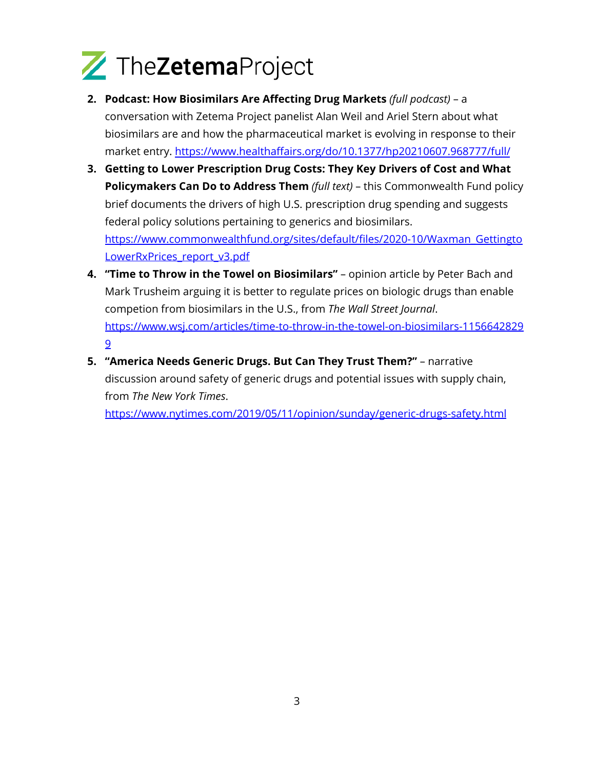2. **Podcast: How Biosimilars Are Affecting Drug Markets** *(full podcast)* – a conversation with Zetema Project panelist Alan Weil and Ariel Stern about what biosimilars are and how the pharmaceutical market is evolving in response to their market entry. https://www.healthaffairs.org/do/10.1377/hp20210607.968777/full/
3. **Getting to Lower Prescription Drug Costs: They Key Drivers of Cost and What Policymakers Can Do to Address Them** *(full text)* – this Commonwealth Fund policy brief documents the drivers of high U.S. prescription drug spending and suggests federal policy solutions pertaining to generics and biosimilars. https://www.commonwealthfund.org/sites/default/files/2020-10/Waxman_GettingtoLowerRxPrices_report_v3.pdf
4. **"Time to Throw in the Towel on Biosimilars"** – opinion article by Peter Bach and Mark Trusheim arguing it is better to regulate prices on biologic drugs than enable competion from biosimilars in the U.S., from *The Wall Street Journal*. https://www.wsj.com/articles/time-to-throw-in-the-towel-on-biosimilars-11566428299
5. **"America Needs Generic Drugs. But Can They Trust Them?"** – narrative discussion around safety of generic drugs and potential issues with supply chain, from *The New York Times*. https://www.nytimes.com/2019/05/11/opinion/sunday/generic-drugs-safety.html